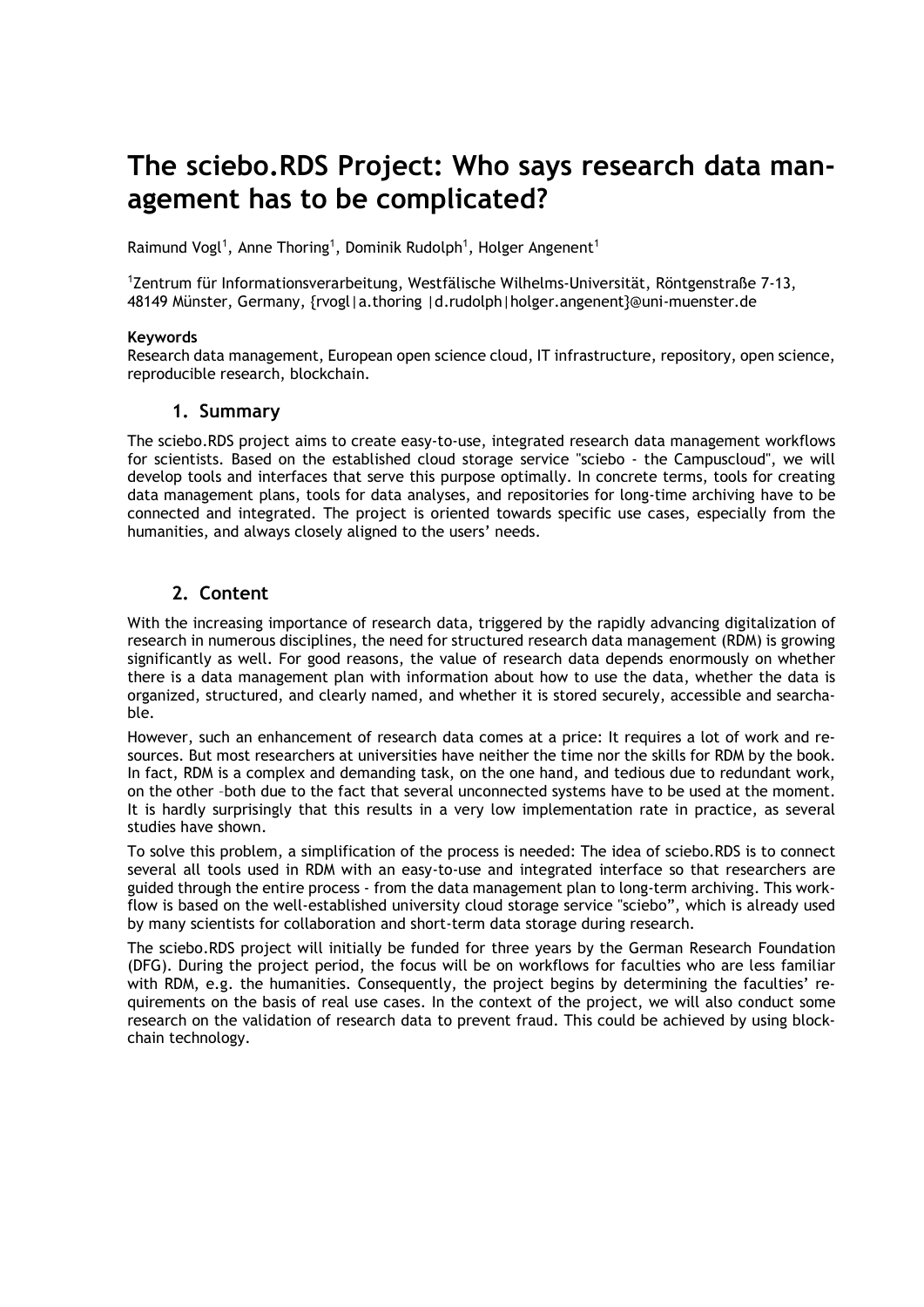# The sciebo.RDS Project: Who says research data management has to be complicated?

Raimund Vogl[1], Anne Thoring[1], Dominik Rudolph[1], Holger Angenent[1]

[1]Zentrum für Informationsverarbeitung, Westfälische Wilhelms-Universität, Röntgenstraße 7-13, 48149 Münster, Germany, {rvogl|a.thoring |d.rudolph|holger.angenent}@uni-muenster.de

**Keywords**

Research data management, European open science cloud, IT infrastructure, repository, open science, reproducible research, blockchain.

## 1. Summary

The sciebo.RDS project aims to create easy-to-use, integrated research data management workflows for scientists. Based on the established cloud storage service "sciebo - the Campuscloud", we will develop tools and interfaces that serve this purpose optimally. In concrete terms, tools for creating data management plans, tools for data analyses, and repositories for long-time archiving have to be connected and integrated. The project is oriented towards specific use cases, especially from the humanities, and always closely aligned to the users' needs.

## 2. Content

With the increasing importance of research data, triggered by the rapidly advancing digitalization of research in numerous disciplines, the need for structured research data management (RDM) is growing significantly as well. For good reasons, the value of research data depends enormously on whether there is a data management plan with information about how to use the data, whether the data is organized, structured, and clearly named, and whether it is stored securely, accessible and searchable.

However, such an enhancement of research data comes at a price: It requires a lot of work and resources. But most researchers at universities have neither the time nor the skills for RDM by the book. In fact, RDM is a complex and demanding task, on the one hand, and tedious due to redundant work, on the other –both due to the fact that several unconnected systems have to be used at the moment. It is hardly surprisingly that this results in a very low implementation rate in practice, as several studies have shown.

To solve this problem, a simplification of the process is needed: The idea of sciebo.RDS is to connect several all tools used in RDM with an easy-to-use and integrated interface so that researchers are guided through the entire process - from the data management plan to long-term archiving. This workflow is based on the well-established university cloud storage service "sciebo", which is already used by many scientists for collaboration and short-term data storage during research.

The sciebo.RDS project will initially be funded for three years by the German Research Foundation (DFG). During the project period, the focus will be on workflows for faculties who are less familiar with RDM, e.g. the humanities. Consequently, the project begins by determining the faculties' requirements on the basis of real use cases. In the context of the project, we will also conduct some research on the validation of research data to prevent fraud. This could be achieved by using blockchain technology.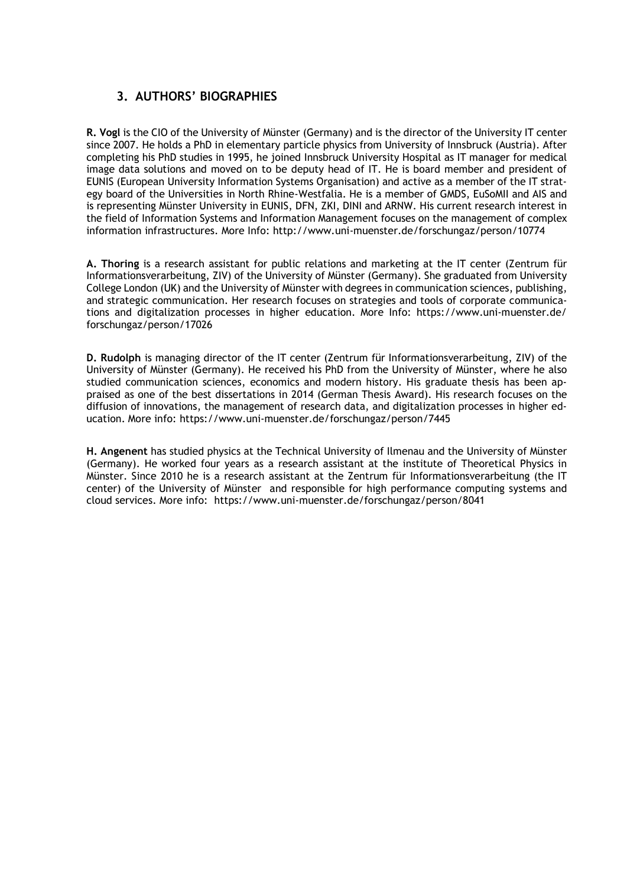## 3. AUTHORS' BIOGRAPHIES

**R. Vogl** is the CIO of the University of Münster (Germany) and is the director of the University IT center since 2007. He holds a PhD in elementary particle physics from University of Innsbruck (Austria). After completing his PhD studies in 1995, he joined Innsbruck University Hospital as IT manager for medical image data solutions and moved on to be deputy head of IT. He is board member and president of EUNIS (European University Information Systems Organisation) and active as a member of the IT strategy board of the Universities in North Rhine-Westfalia. He is a member of GMDS, EuSoMII and AIS and is representing Münster University in EUNIS, DFN, ZKI, DINI and ARNW. His current research interest in the field of Information Systems and Information Management focuses on the management of complex information infrastructures. More Info: http://www.uni-muenster.de/forschungaz/person/10774

**A. Thoring** is a research assistant for public relations and marketing at the IT center (Zentrum für Informationsverarbeitung, ZIV) of the University of Münster (Germany). She graduated from University College London (UK) and the University of Münster with degrees in communication sciences, publishing, and strategic communication. Her research focuses on strategies and tools of corporate communications and digitalization processes in higher education. More Info: https://www.uni-muenster.de/forschungaz/person/17026

**D. Rudolph** is managing director of the IT center (Zentrum für Informationsverarbeitung, ZIV) of the University of Münster (Germany). He received his PhD from the University of Münster, where he also studied communication sciences, economics and modern history. His graduate thesis has been appraised as one of the best dissertations in 2014 (German Thesis Award). His research focuses on the diffusion of innovations, the management of research data, and digitalization processes in higher education. More info: https://www.uni-muenster.de/forschungaz/person/7445

**H. Angenent** has studied physics at the Technical University of Ilmenau and the University of Münster (Germany). He worked four years as a research assistant at the institute of Theoretical Physics in Münster. Since 2010 he is a research assistant at the Zentrum für Informationsverarbeitung (the IT center) of the University of Münster and responsible for high performance computing systems and cloud services. More info: https://www.uni-muenster.de/forschungaz/person/8041